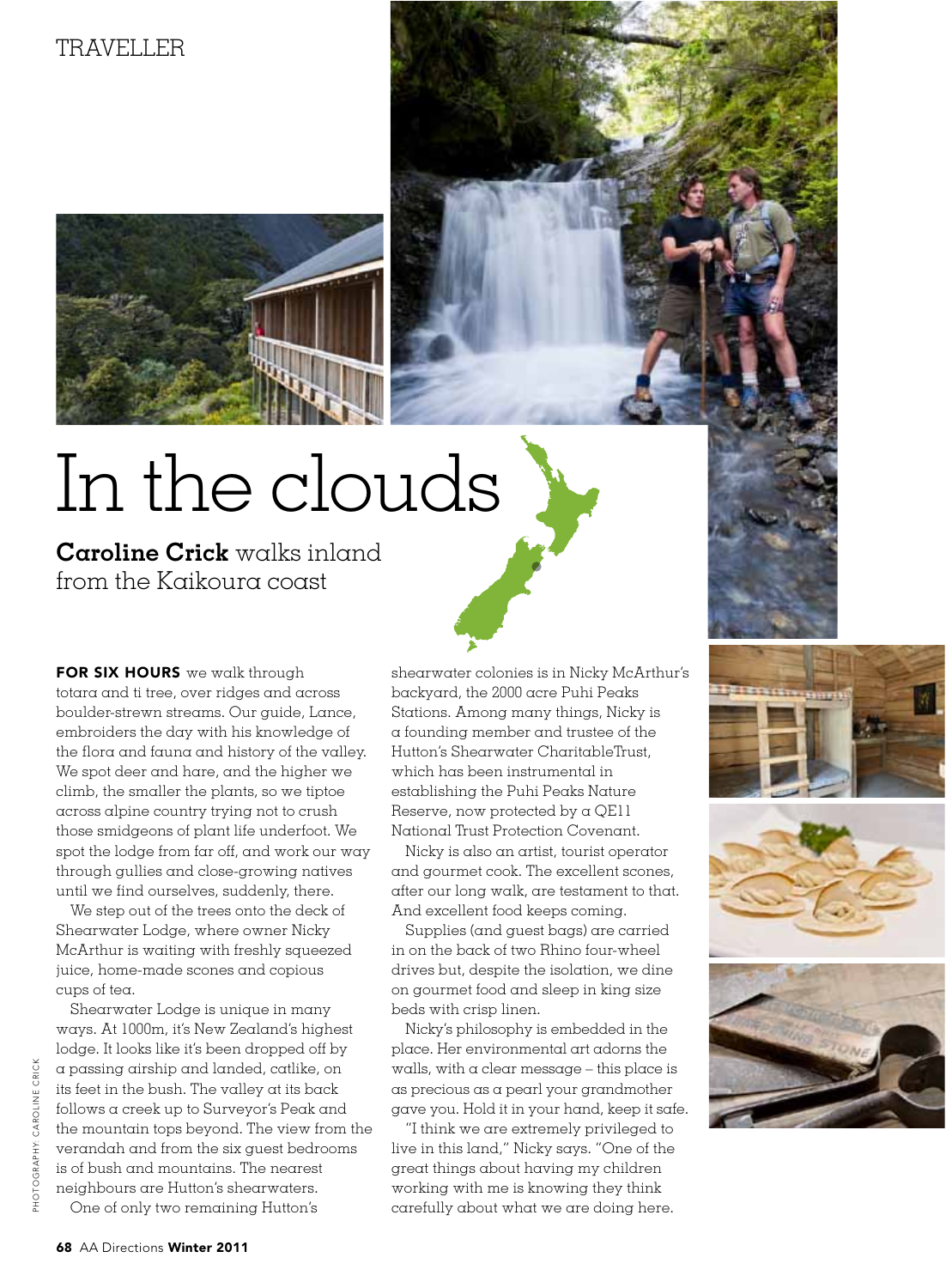# In the clouds

**Caroline Crick** walks inland from the Kaikoura coast

**FOR SIX HOURS** we walk through totara and ti tree, over ridges and across boulder-strewn streams. Our guide, Lance, embroiders the day with his knowledge of the flora and fauna and history of the valley. We spot deer and hare, and the higher we climb, the smaller the plants, so we tiptoe across alpine country trying not to crush those smidgeons of plant life underfoot. We spot the lodge from far off, and work our way through gullies and close-growing natives until we find ourselves, suddenly, there.

We step out of the trees onto the deck of Shearwater Lodge, where owner Nicky McArthur is waiting with freshly squeezed juice, home-made scones and copious cups of tea.

Shearwater Lodge is unique in many ways. At 1000m, it's New Zealand's highest lodge. It looks like it's been dropped off by a passing airship and landed, catlike, on its feet in the bush. The valley at its back follows a creek up to Surveyor's Peak and the mountain tops beyond. The view from the verandah and from the six guest bedrooms is of bush and mountains. The nearest neighbours are Hutton's shearwaters.

One of only two remaining Hutton's shearwater colonies is in Nicky McArthur's backyard, the 2000 acre Puhi Peaks Stations. Among many things, Nicky is a founding member and trustee of the Hutton's Shearwater CharitableTrust, which has been instrumental in establishing the Puhi Peaks Nature Reserve, now protected by a QE11 National Trust Protection Covenant.

Nicky is also an artist, tourist operator and gourmet cook. The excellent scones, after our long walk, are testament to that. And excellent food keeps coming.

Supplies (and guest bags) are carried in on the back of two Rhino four-wheel drives but, despite the isolation, we dine on gourmet food and sleep in king size beds with crisp linen.

Nicky's philosophy is embedded in the place. Her environmental art adorns the walls, with a clear message – this place is as precious as a pearl your grandmother gave you. Hold it in your hand, keep it safe.

"I think we are extremely privileged to live in this land," Nicky says. "One of the great things about having my children working with me is knowing they think carefully about what we are doing here.

PHOTOGRAPHY: CAROLINE CRICK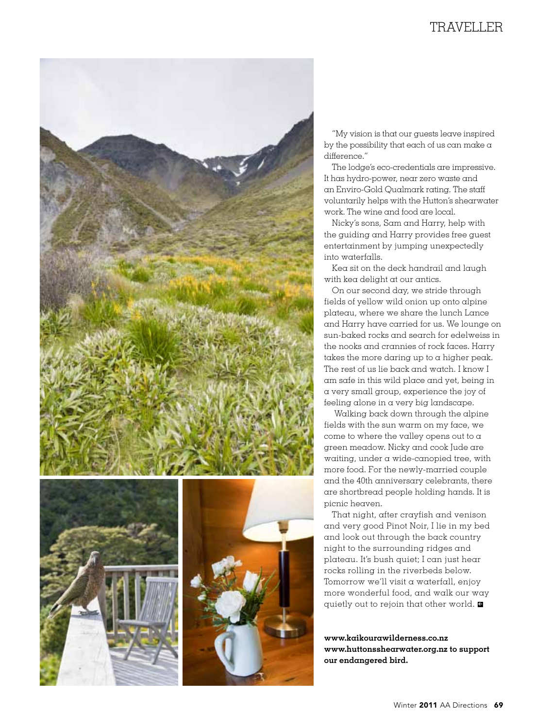"My vision is that our guests leave inspired by the possibility that each of us can make a difference."

The lodge's eco-credentials are impressive. It has hydro-power, near zero waste and an Enviro-Gold Qualmark rating. The staff voluntarily helps with the Hutton's shearwater work. The wine and food are local.

Nicky's sons, Sam and Harry, help with the guiding and Harry provides free guest entertainment by jumping unexpectedly into waterfalls.

Kea sit on the deck handrail and laugh with kea delight at our antics.

On our second day, we stride through fields of yellow wild onion up onto alpine plateau, where we share the lunch Lance and Harry have carried for us. We lounge on sun-baked rocks and search for edelweiss in the nooks and crannies of rock faces. Harry takes the more daring up to a higher peak. The rest of us lie back and watch. I know I am safe in this wild place and yet, being in a very small group, experience the joy of feeling alone in a very big landscape.

Walking back down through the alpine fields with the sun warm on my face, we come to where the valley opens out to a green meadow. Nicky and cook Jude are waiting, under a wide-canopied tree, with more food. For the newly-married couple and the 40th anniversary celebrants, there are shortbread people holding hands. It is picnic heaven.

That night, after crayfish and venison and very good Pinot Noir, I lie in my bed and look out through the back country night to the surrounding ridges and plateau. It's bush quiet; I can just hear rocks rolling in the riverbeds below. Tomorrow we'll visit a waterfall, enjoy more wonderful food, and walk our way quietly out to rejoin that other world.

**www.kaikourawilderness.co.nz**
**www.huttonsshearwater.org.nz to support our endangered bird.**